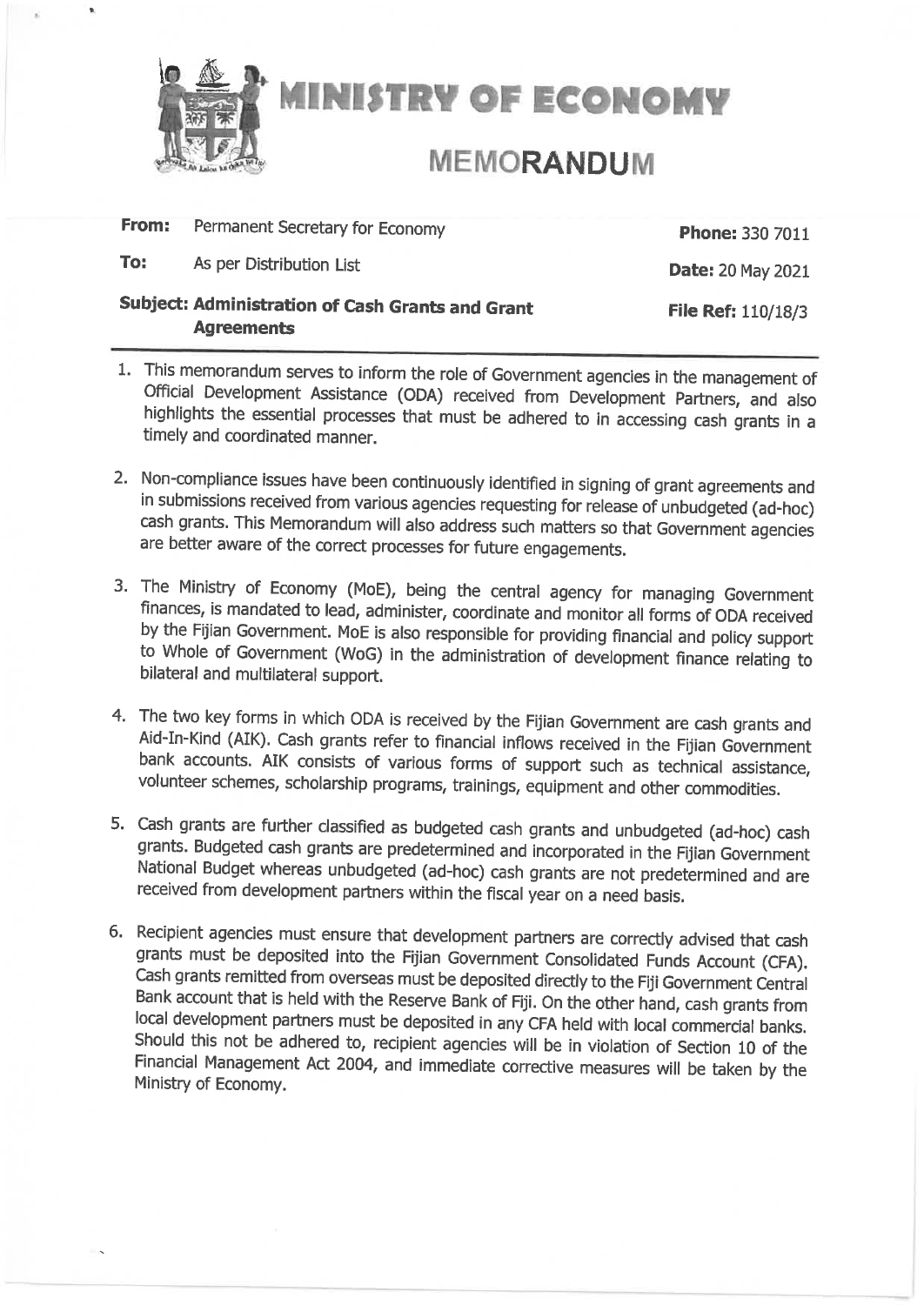# MINISTRY OF ECONOMY

## MEMORANDUM

| | | |
|---|---|---|
| **From:** | Permanent Secretary for Economy | **Phone:** 330 7011 |
| **To:** | As per Distribution List | **Date:** 20 May 2021 |
| **Subject: Administration of Cash Grants and Grant Agreements** | | **File Ref:** 110/18/3 |

1. This memorandum serves to inform the role of Government agencies in the management of Official Development Assistance (ODA) received from Development Partners, and also highlights the essential processes that must be adhered to in accessing cash grants in a timely and coordinated manner.

2. Non-compliance issues have been continuously identified in signing of grant agreements and in submissions received from various agencies requesting for release of unbudgeted (ad-hoc) cash grants. This Memorandum will also address such matters so that Government agencies are better aware of the correct processes for future engagements.

3. The Ministry of Economy (MoE), being the central agency for managing Government finances, is mandated to lead, administer, coordinate and monitor all forms of ODA received by the Fijian Government. MoE is also responsible for providing financial and policy support to Whole of Government (WoG) in the administration of development finance relating to bilateral and multilateral support.

4. The two key forms in which ODA is received by the Fijian Government are cash grants and Aid-In-Kind (AIK). Cash grants refer to financial inflows received in the Fijian Government bank accounts. AIK consists of various forms of support such as technical assistance, volunteer schemes, scholarship programs, trainings, equipment and other commodities.

5. Cash grants are further classified as budgeted cash grants and unbudgeted (ad-hoc) cash grants. Budgeted cash grants are predetermined and incorporated in the Fijian Government National Budget whereas unbudgeted (ad-hoc) cash grants are not predetermined and are received from development partners within the fiscal year on a need basis.

6. Recipient agencies must ensure that development partners are correctly advised that cash grants must be deposited into the Fijian Government Consolidated Funds Account (CFA). Cash grants remitted from overseas must be deposited directly to the Fiji Government Central Bank account that is held with the Reserve Bank of Fiji. On the other hand, cash grants from local development partners must be deposited in any CFA held with local commercial banks. Should this not be adhered to, recipient agencies will be in violation of Section 10 of the Financial Management Act 2004, and immediate corrective measures will be taken by the Ministry of Economy.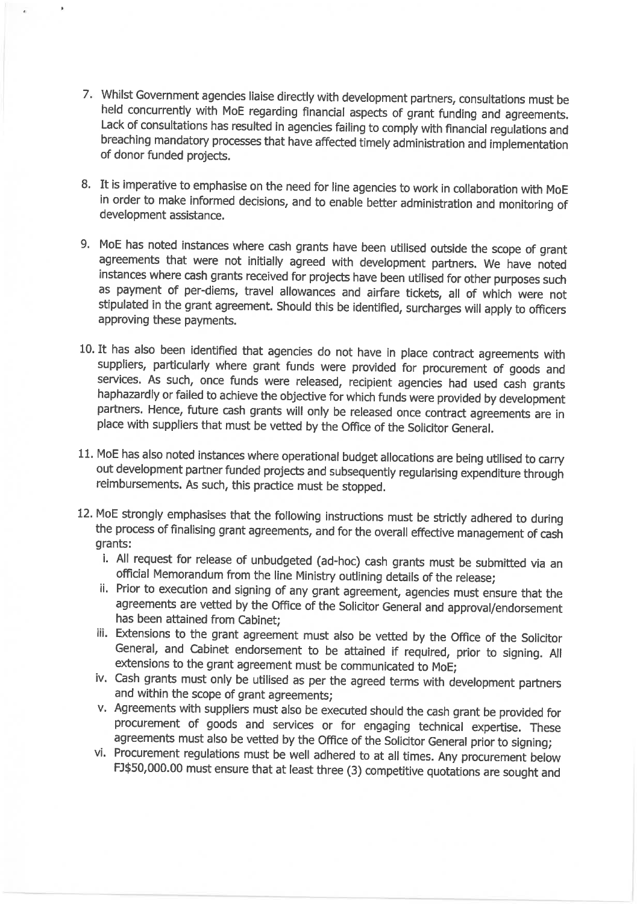7. Whilst Government agencies liaise directly with development partners, consultations must be held concurrently with MoE regarding financial aspects of grant funding and agreements. Lack of consultations has resulted in agencies failing to comply with financial regulations and breaching mandatory processes that have affected timely administration and implementation of donor funded projects.

8. It is imperative to emphasise on the need for line agencies to work in collaboration with MoE in order to make informed decisions, and to enable better administration and monitoring of development assistance.

9. MoE has noted instances where cash grants have been utilised outside the scope of grant agreements that were not initially agreed with development partners. We have noted instances where cash grants received for projects have been utilised for other purposes such as payment of per-diems, travel allowances and airfare tickets, all of which were not stipulated in the grant agreement. Should this be identified, surcharges will apply to officers approving these payments.

10. It has also been identified that agencies do not have in place contract agreements with suppliers, particularly where grant funds were provided for procurement of goods and services. As such, once funds were released, recipient agencies had used cash grants haphazardly or failed to achieve the objective for which funds were provided by development partners. Hence, future cash grants will only be released once contract agreements are in place with suppliers that must be vetted by the Office of the Solicitor General.

11. MoE has also noted instances where operational budget allocations are being utilised to carry out development partner funded projects and subsequently regularising expenditure through reimbursements. As such, this practice must be stopped.

12. MoE strongly emphasises that the following instructions must be strictly adhered to during the process of finalising grant agreements, and for the overall effective management of cash grants:
    i. All request for release of unbudgeted (ad-hoc) cash grants must be submitted via an official Memorandum from the line Ministry outlining details of the release;
    ii. Prior to execution and signing of any grant agreement, agencies must ensure that the agreements are vetted by the Office of the Solicitor General and approval/endorsement has been attained from Cabinet;
    iii. Extensions to the grant agreement must also be vetted by the Office of the Solicitor General, and Cabinet endorsement to be attained if required, prior to signing. All extensions to the grant agreement must be communicated to MoE;
    iv. Cash grants must only be utilised as per the agreed terms with development partners and within the scope of grant agreements;
    v. Agreements with suppliers must also be executed should the cash grant be provided for procurement of goods and services or for engaging technical expertise. These agreements must also be vetted by the Office of the Solicitor General prior to signing;
    vi. Procurement regulations must be well adhered to at all times. Any procurement below FJ$50,000.00 must ensure that at least three (3) competitive quotations are sought and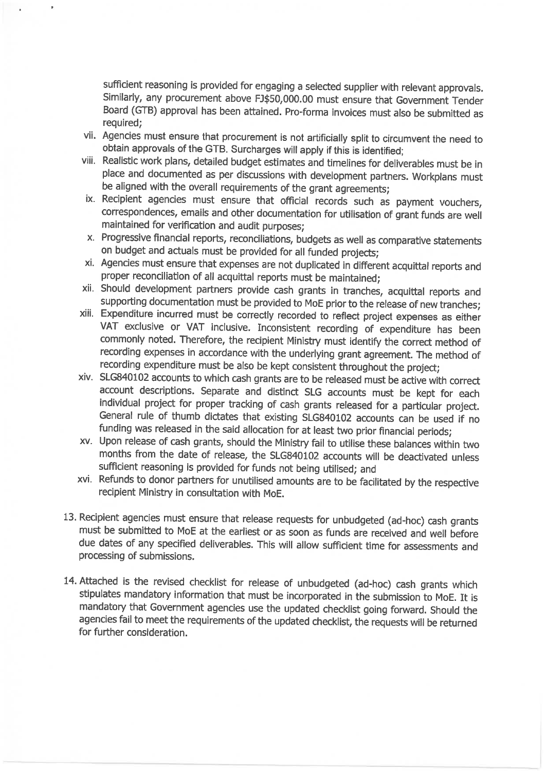sufficient reasoning is provided for engaging a selected supplier with relevant approvals. Similarly, any procurement above FJ$50,000.00 must ensure that Government Tender Board (GTB) approval has been attained. Pro-forma invoices must also be submitted as required;

vii. Agencies must ensure that procurement is not artificially split to circumvent the need to obtain approvals of the GTB. Surcharges will apply if this is identified;

viii. Realistic work plans, detailed budget estimates and timelines for deliverables must be in place and documented as per discussions with development partners. Workplans must be aligned with the overall requirements of the grant agreements;

ix. Recipient agencies must ensure that official records such as payment vouchers, correspondences, emails and other documentation for utilisation of grant funds are well maintained for verification and audit purposes;

x. Progressive financial reports, reconciliations, budgets as well as comparative statements on budget and actuals must be provided for all funded projects;

xi. Agencies must ensure that expenses are not duplicated in different acquittal reports and proper reconciliation of all acquittal reports must be maintained;

xii. Should development partners provide cash grants in tranches, acquittal reports and supporting documentation must be provided to MoE prior to the release of new tranches;

xiii. Expenditure incurred must be correctly recorded to reflect project expenses as either VAT exclusive or VAT inclusive. Inconsistent recording of expenditure has been commonly noted. Therefore, the recipient Ministry must identify the correct method of recording expenses in accordance with the underlying grant agreement. The method of recording expenditure must be also be kept consistent throughout the project;

xiv. SLG840102 accounts to which cash grants are to be released must be active with correct account descriptions. Separate and distinct SLG accounts must be kept for each individual project for proper tracking of cash grants released for a particular project. General rule of thumb dictates that existing SLG840102 accounts can be used if no funding was released in the said allocation for at least two prior financial periods;

xv. Upon release of cash grants, should the Ministry fail to utilise these balances within two months from the date of release, the SLG840102 accounts will be deactivated unless sufficient reasoning is provided for funds not being utilised; and

xvi. Refunds to donor partners for unutilised amounts are to be facilitated by the respective recipient Ministry in consultation with MoE.

13. Recipient agencies must ensure that release requests for unbudgeted (ad-hoc) cash grants must be submitted to MoE at the earliest or as soon as funds are received and well before due dates of any specified deliverables. This will allow sufficient time for assessments and processing of submissions.

14. Attached is the revised checklist for release of unbudgeted (ad-hoc) cash grants which stipulates mandatory information that must be incorporated in the submission to MoE. It is mandatory that Government agencies use the updated checklist going forward. Should the agencies fail to meet the requirements of the updated checklist, the requests will be returned for further consideration.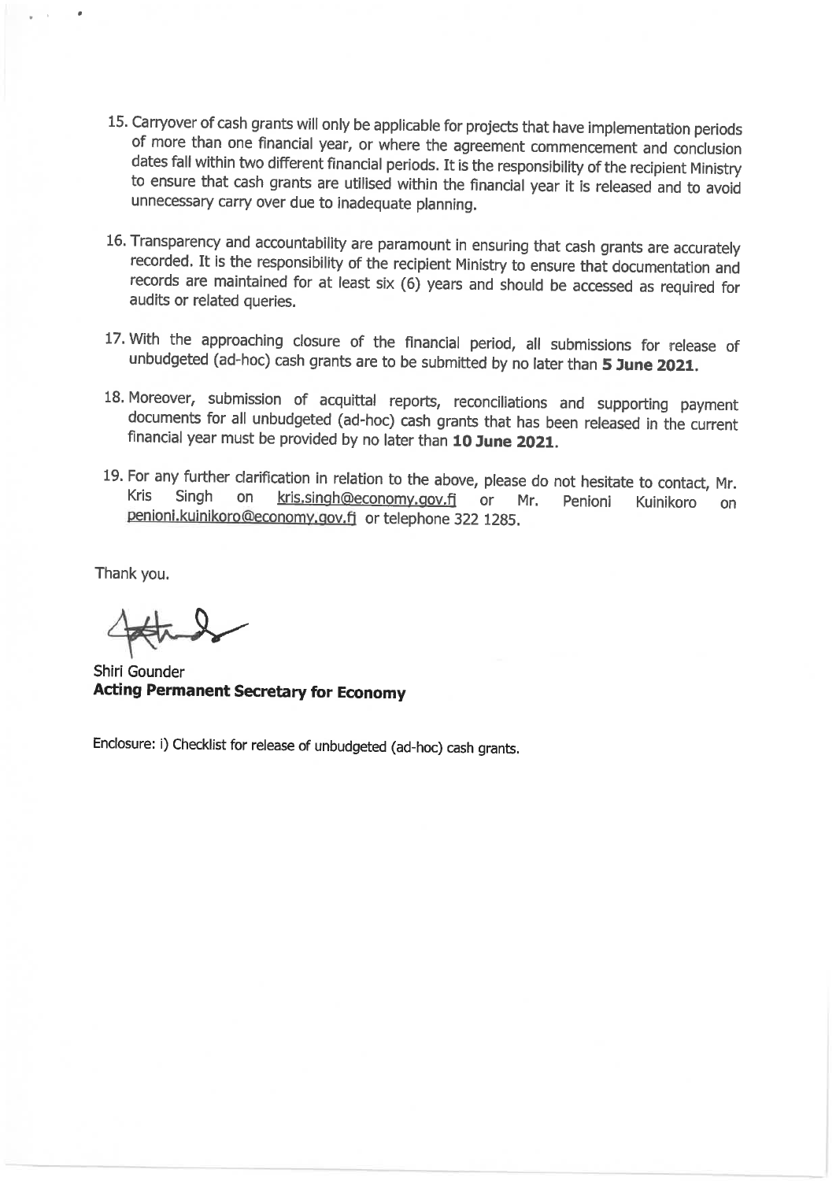15. Carryover of cash grants will only be applicable for projects that have implementation periods of more than one financial year, or where the agreement commencement and conclusion dates fall within two different financial periods. It is the responsibility of the recipient Ministry to ensure that cash grants are utilised within the financial year it is released and to avoid unnecessary carry over due to inadequate planning.

16. Transparency and accountability are paramount in ensuring that cash grants are accurately recorded. It is the responsibility of the recipient Ministry to ensure that documentation and records are maintained for at least six (6) years and should be accessed as required for audits or related queries.

17. With the approaching closure of the financial period, all submissions for release of unbudgeted (ad-hoc) cash grants are to be submitted by no later than **5 June 2021**.

18. Moreover, submission of acquittal reports, reconciliations and supporting payment documents for all unbudgeted (ad-hoc) cash grants that has been released in the current financial year must be provided by no later than **10 June 2021**.

19. For any further clarification in relation to the above, please do not hesitate to contact, Mr. Kris Singh on kris.singh@economy.gov.fj or Mr. Penioni Kuinikoro on penioni.kuinikoro@economy.gov.fj or telephone 322 1285.

Thank you.

Shiri Gounder
**Acting Permanent Secretary for Economy**

Enclosure: i) Checklist for release of unbudgeted (ad-hoc) cash grants.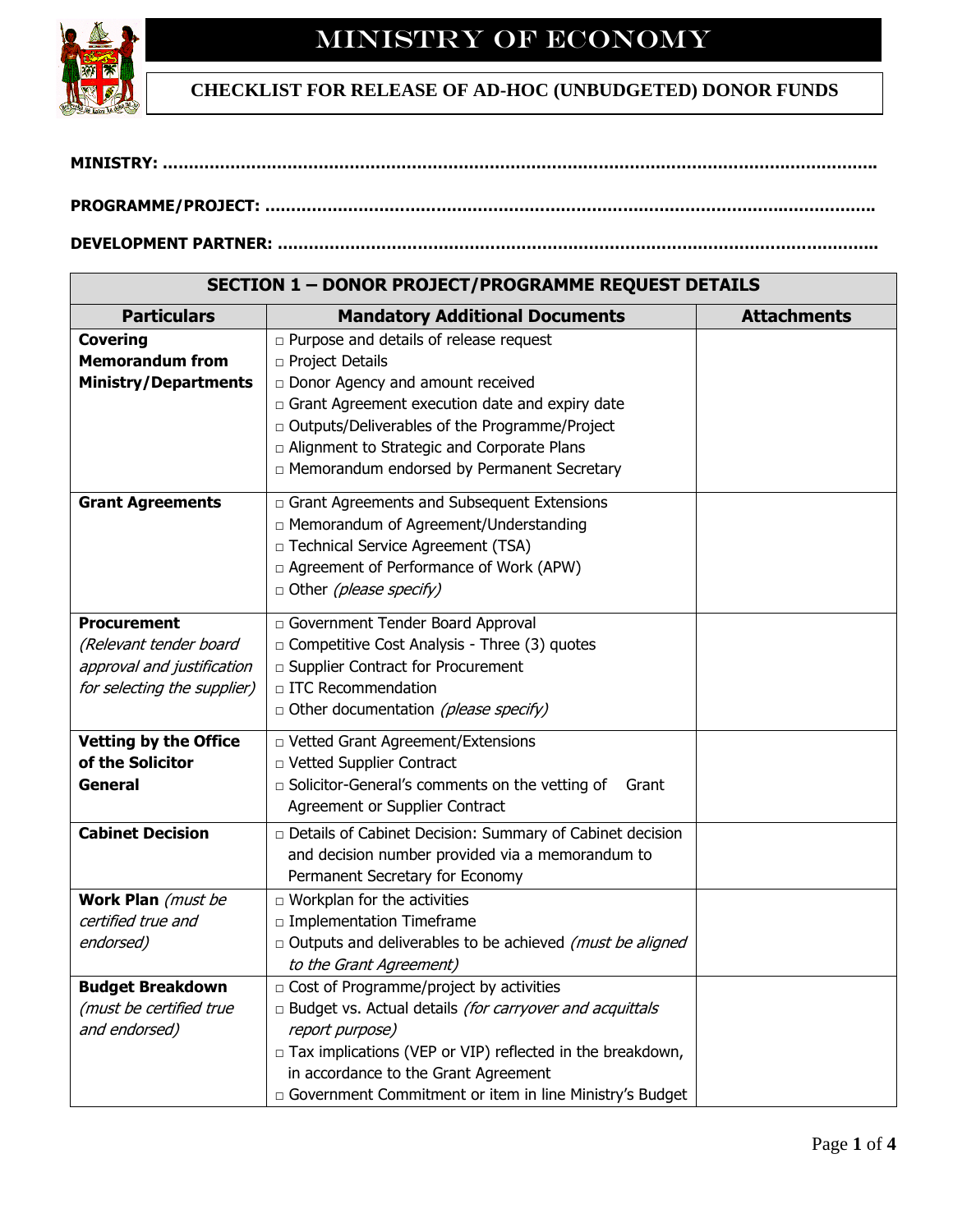# MINISTRY OF ECONOMY

## CHECKLIST FOR RELEASE OF AD-HOC (UNBUDGETED) DONOR FUNDS

**MINISTRY: ……………………………………………………………………………………………………………………..**

**PROGRAMME/PROJECT: …………………………………………………………………………………………………..**

**DEVELOPMENT PARTNER: ……………………………………………………………………………………………….**

| **SECTION 1 – DONOR PROJECT/PROGRAMME REQUEST DETAILS** | | |
|---|---|---|
| **Particulars** | **Mandatory Additional Documents** | **Attachments** |
| **Covering Memorandum from Ministry/Departments** | □ Purpose and details of release request<br>□ Project Details<br>□ Donor Agency and amount received<br>□ Grant Agreement execution date and expiry date<br>□ Outputs/Deliverables of the Programme/Project<br>□ Alignment to Strategic and Corporate Plans<br>□ Memorandum endorsed by Permanent Secretary | |
| **Grant Agreements** | □ Grant Agreements and Subsequent Extensions<br>□ Memorandum of Agreement/Understanding<br>□ Technical Service Agreement (TSA)<br>□ Agreement of Performance of Work (APW)<br>□ Other *(please specify)* | |
| **Procurement** *(Relevant tender board approval and justification for selecting the supplier)* | □ Government Tender Board Approval<br>□ Competitive Cost Analysis - Three (3) quotes<br>□ Supplier Contract for Procurement<br>□ ITC Recommendation<br>□ Other documentation *(please specify)* | |
| **Vetting by the Office of the Solicitor General** | □ Vetted Grant Agreement/Extensions<br>□ Vetted Supplier Contract<br>□ Solicitor-General's comments on the vetting of Grant Agreement or Supplier Contract | |
| **Cabinet Decision** | □ Details of Cabinet Decision: Summary of Cabinet decision and decision number provided via a memorandum to Permanent Secretary for Economy | |
| **Work Plan** *(must be certified true and endorsed)* | □ Workplan for the activities<br>□ Implementation Timeframe<br>□ Outputs and deliverables to be achieved *(must be aligned to the Grant Agreement)* | |
| **Budget Breakdown** *(must be certified true and endorsed)* | □ Cost of Programme/project by activities<br>□ Budget vs. Actual details *(for carryover and acquittals report purpose)*<br>□ Tax implications (VEP or VIP) reflected in the breakdown, in accordance to the Grant Agreement<br>□ Government Commitment or item in line Ministry's Budget | |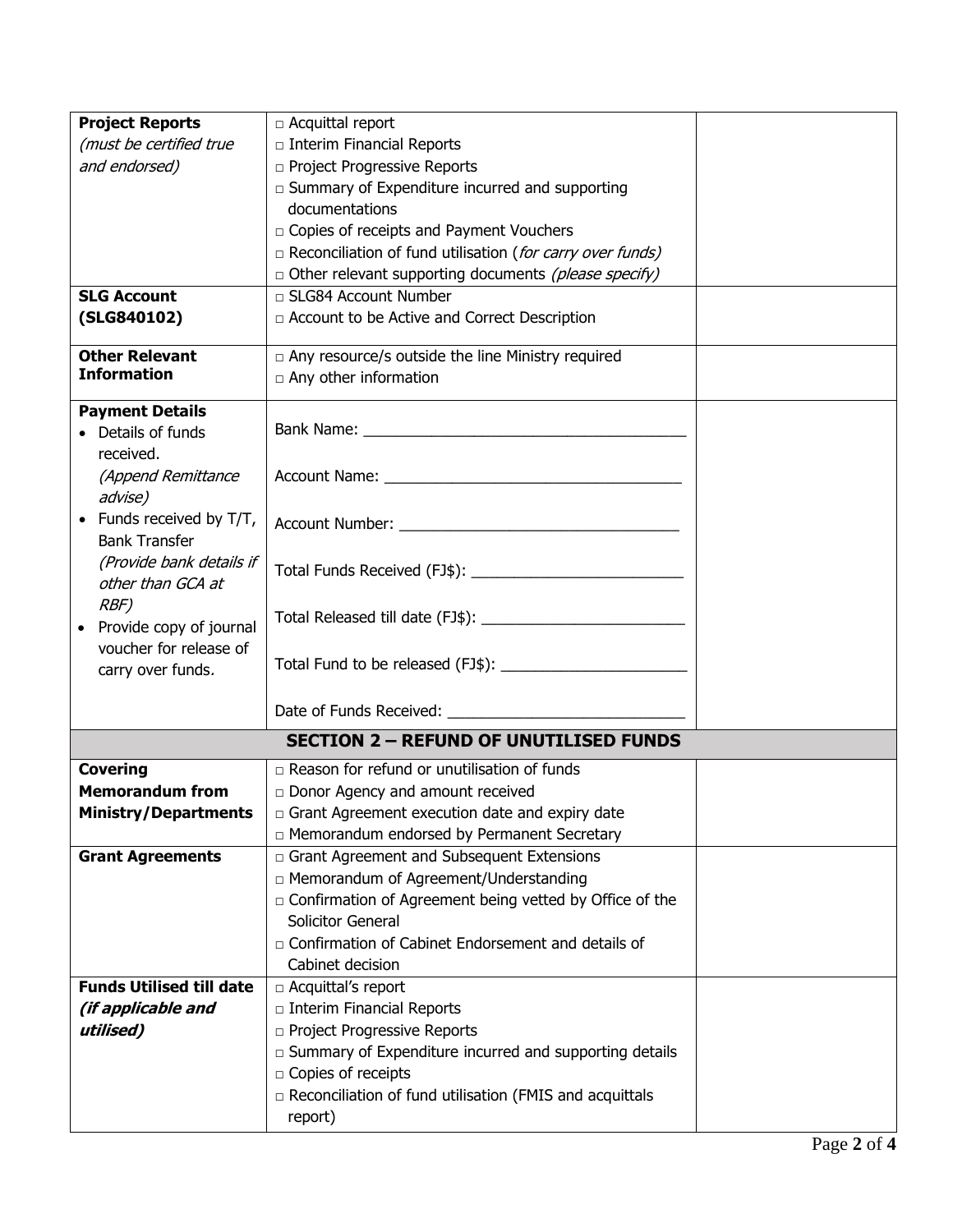| | | |
|---|---|---|
| **Project Reports** *(must be certified true and endorsed)* | □ Acquittal report<br>□ Interim Financial Reports<br>□ Project Progressive Reports<br>□ Summary of Expenditure incurred and supporting documentations<br>□ Copies of receipts and Payment Vouchers<br>□ Reconciliation of fund utilisation (*for carry over funds)*<br>□ Other relevant supporting documents *(please specify)* | |
| **SLG Account (SLG840102)** | □ SLG84 Account Number<br>□ Account to be Active and Correct Description | |
| **Other Relevant Information** | □ Any resource/s outside the line Ministry required<br>□ Any other information | |
| **Payment Details**<br>• Details of funds received. *(Append Remittance advise)*<br>• Funds received by T/T, Bank Transfer *(Provide bank details if other than GCA at RBF)*<br>• Provide copy of journal voucher for release of carry over funds. | Bank Name: ______________________________________<br><br>Account Name: ___________________________________<br><br>Account Number: _________________________________<br><br>Total Funds Received (FJ$): ________________________<br><br>Total Released till date (FJ$): ______________________<br><br>Total Fund to be released (FJ$): _____________________<br><br>Date of Funds Received: ___________________________ | |
| **SECTION 2 – REFUND OF UNUTILISED FUNDS** | | |
| **Covering Memorandum from Ministry/Departments** | □ Reason for refund or unutilisation of funds<br>□ Donor Agency and amount received<br>□ Grant Agreement execution date and expiry date<br>□ Memorandum endorsed by Permanent Secretary | |
| **Grant Agreements** | □ Grant Agreement and Subsequent Extensions<br>□ Memorandum of Agreement/Understanding<br>□ Confirmation of Agreement being vetted by Office of the Solicitor General<br>□ Confirmation of Cabinet Endorsement and details of Cabinet decision | |
| **Funds Utilised till date *(if applicable and utilised)*** | □ Acquittal's report<br>□ Interim Financial Reports<br>□ Project Progressive Reports<br>□ Summary of Expenditure incurred and supporting details<br>□ Copies of receipts<br>□ Reconciliation of fund utilisation (FMIS and acquittals report) | |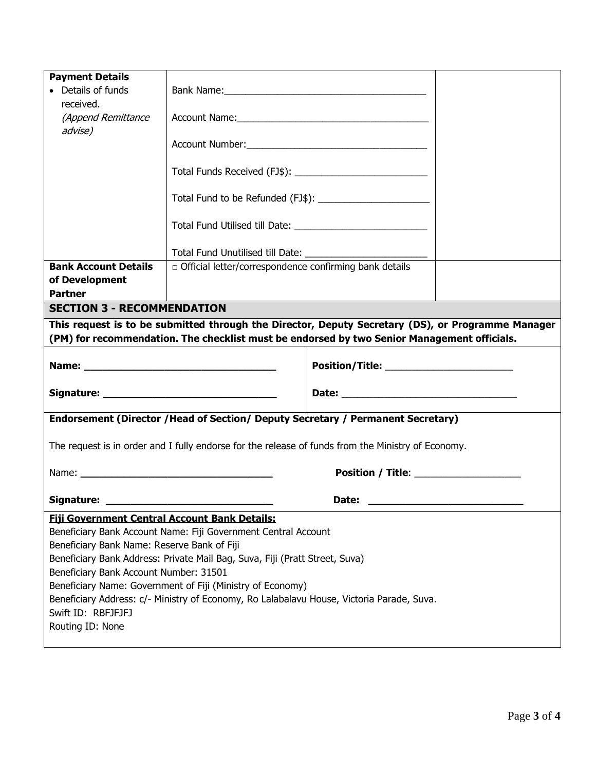| | | |
|---|---|---|
| **Payment Details**<br>• Details of funds received. *(Append Remittance advise)* | Bank Name:______________________________________<br><br>Account Name:____________________________________<br><br>Account Number:__________________________________<br><br>Total Funds Received (FJ$): ________________________<br><br>Total Fund to be Refunded (FJ$): ____________________<br><br>Total Fund Utilised till Date: ________________________<br><br>Total Fund Unutilised till Date: ______________________ | |
| **Bank Account Details of Development Partner** | □ Official letter/correspondence confirming bank details | |

## SECTION 3 - RECOMMENDATION

**This request is to be submitted through the Director, Deputy Secretary (DS), or Programme Manager (PM) for recommendation. The checklist must be endorsed by two Senior Management officials.**

| | |
|---|---|
| **Name: ________________________________** | **Position/Title:** _______________________ |
| **Signature: _____________________________** | **Date:** ________________________________ |

**Endorsement (Director /Head of Section/ Deputy Secretary / Permanent Secretary)**

The request is in order and I fully endorse for the release of funds from the Ministry of Economy.

Name: **________________________________** **Position / Title**: ___________________

**Signature: ____________________________** **Date: ___________________________**

**Fiji Government Central Account Bank Details:**

Beneficiary Bank Account Name: Fiji Government Central Account
Beneficiary Bank Name: Reserve Bank of Fiji
Beneficiary Bank Address: Private Mail Bag, Suva, Fiji (Pratt Street, Suva)
Beneficiary Bank Account Number: 31501
Beneficiary Name: Government of Fiji (Ministry of Economy)
Beneficiary Address: c/- Ministry of Economy, Ro Lalabalavu House, Victoria Parade, Suva.
Swift ID: RBFJFJFJ
Routing ID: None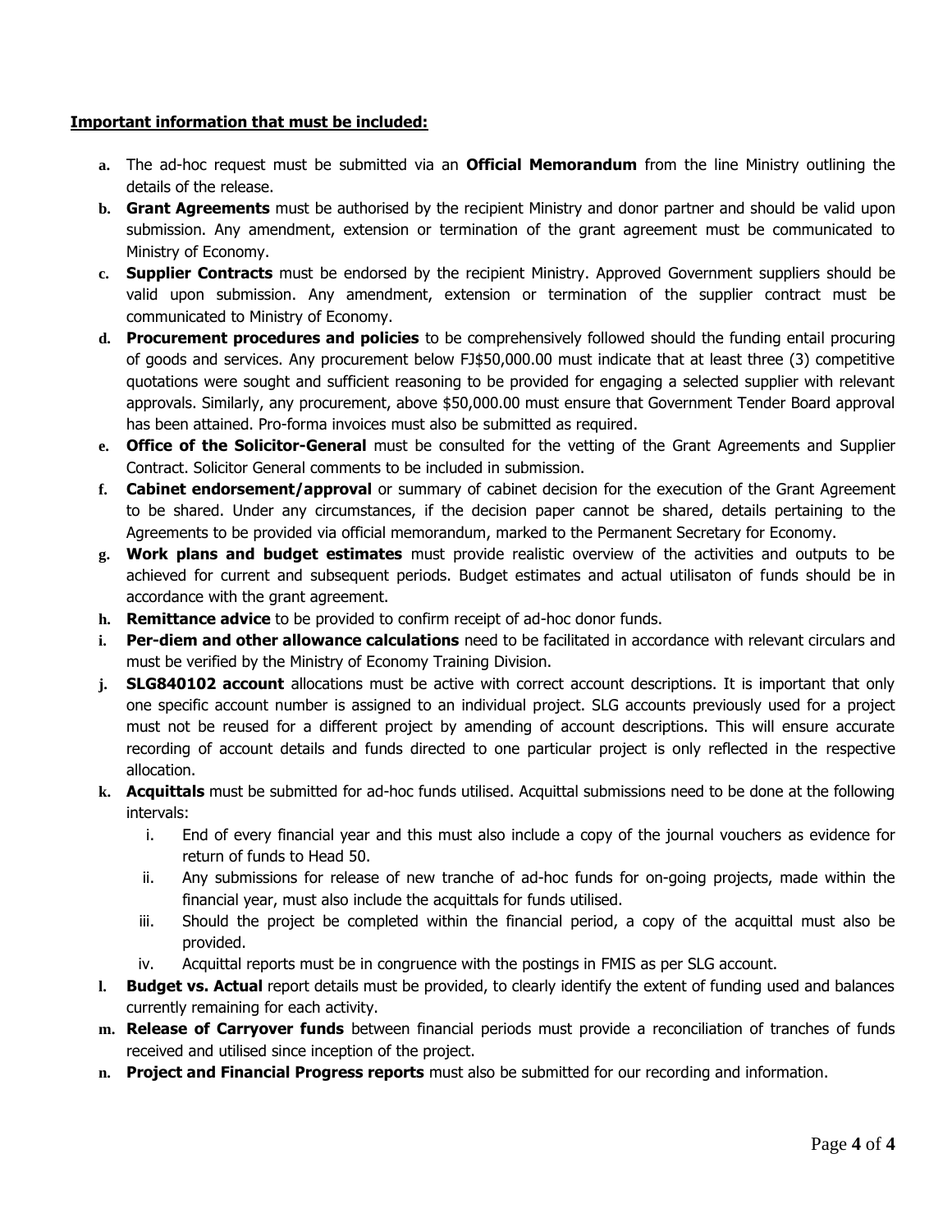**Important information that must be included:**

a. The ad-hoc request must be submitted via an **Official Memorandum** from the line Ministry outlining the details of the release.

b. **Grant Agreements** must be authorised by the recipient Ministry and donor partner and should be valid upon submission. Any amendment, extension or termination of the grant agreement must be communicated to Ministry of Economy.

c. **Supplier Contracts** must be endorsed by the recipient Ministry. Approved Government suppliers should be valid upon submission. Any amendment, extension or termination of the supplier contract must be communicated to Ministry of Economy.

d. **Procurement procedures and policies** to be comprehensively followed should the funding entail procuring of goods and services. Any procurement below FJ$50,000.00 must indicate that at least three (3) competitive quotations were sought and sufficient reasoning to be provided for engaging a selected supplier with relevant approvals. Similarly, any procurement, above $50,000.00 must ensure that Government Tender Board approval has been attained. Pro-forma invoices must also be submitted as required.

e. **Office of the Solicitor-General** must be consulted for the vetting of the Grant Agreements and Supplier Contract. Solicitor General comments to be included in submission.

f. **Cabinet endorsement/approval** or summary of cabinet decision for the execution of the Grant Agreement to be shared. Under any circumstances, if the decision paper cannot be shared, details pertaining to the Agreements to be provided via official memorandum, marked to the Permanent Secretary for Economy.

g. **Work plans and budget estimates** must provide realistic overview of the activities and outputs to be achieved for current and subsequent periods. Budget estimates and actual utilisaton of funds should be in accordance with the grant agreement.

h. **Remittance advice** to be provided to confirm receipt of ad-hoc donor funds.

i. **Per-diem and other allowance calculations** need to be facilitated in accordance with relevant circulars and must be verified by the Ministry of Economy Training Division.

j. **SLG840102 account** allocations must be active with correct account descriptions. It is important that only one specific account number is assigned to an individual project. SLG accounts previously used for a project must not be reused for a different project by amending of account descriptions. This will ensure accurate recording of account details and funds directed to one particular project is only reflected in the respective allocation.

k. **Acquittals** must be submitted for ad-hoc funds utilised. Acquittal submissions need to be done at the following intervals:

   i. End of every financial year and this must also include a copy of the journal vouchers as evidence for return of funds to Head 50.

   ii. Any submissions for release of new tranche of ad-hoc funds for on-going projects, made within the financial year, must also include the acquittals for funds utilised.

   iii. Should the project be completed within the financial period, a copy of the acquittal must also be provided.

   iv. Acquittal reports must be in congruence with the postings in FMIS as per SLG account.

l. **Budget vs. Actual** report details must be provided, to clearly identify the extent of funding used and balances currently remaining for each activity.

m. **Release of Carryover funds** between financial periods must provide a reconciliation of tranches of funds received and utilised since inception of the project.

n. **Project and Financial Progress reports** must also be submitted for our recording and information.